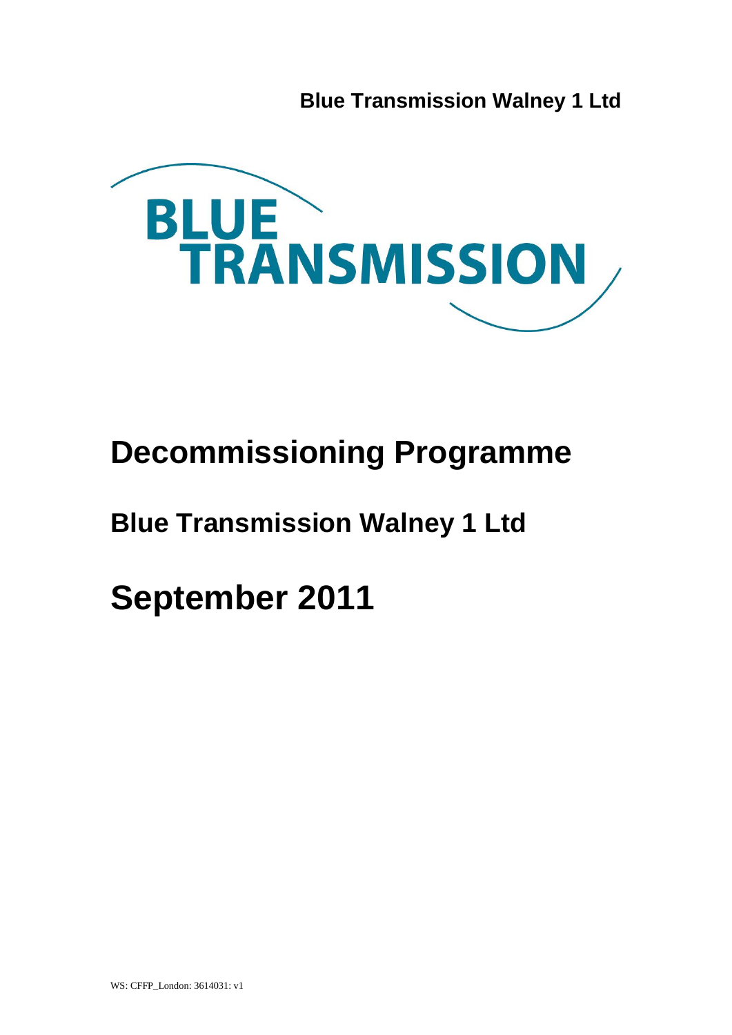Blue Transmission Walney 1 Ltd

BLUE TRANSMISSION

# Decommissioning Programme

## Blue Transmission Walney 1 Ltd

# September 2011

WS: CFFP_London: 3614031: v1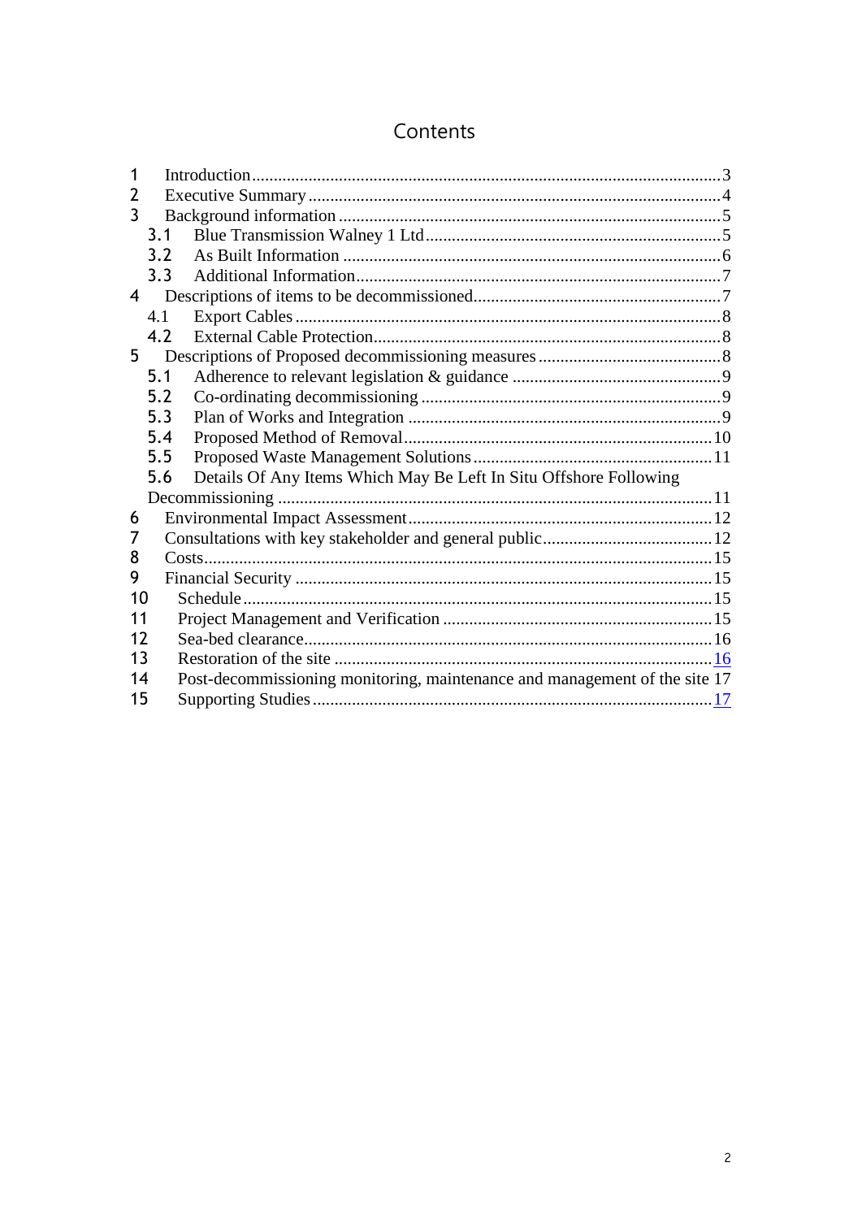# Contents

1 Introduction ........................................................................................................3
2 Executive Summary ............................................................................................4
3 Background information ......................................................................................5
  3.1 Blue Transmission Walney 1 Ltd ...................................................................5
  3.2 As Built Information ......................................................................................6
  3.3 Additional Information ...................................................................................7
4 Descriptions of items to be decommissioned .........................................................7
  4.1 Export Cables ................................................................................................8
  4.2 External Cable Protection ..............................................................................8
5 Descriptions of Proposed decommissioning measures ..........................................8
  5.1 Adherence to relevant legislation & guidance ................................................9
  5.2 Co-ordinating decommissioning ....................................................................9
  5.3 Plan of Works and Integration .......................................................................9
  5.4 Proposed Method of Removal ......................................................................10
  5.5 Proposed Waste Management Solutions ......................................................11
  5.6 Details Of Any Items Which May Be Left In Situ Offshore Following Decommissioning ..................................................................................................11
6 Environmental Impact Assessment .....................................................................12
7 Consultations with key stakeholder and general public .......................................12
8 Costs ..................................................................................................................15
9 Financial Security ...............................................................................................15
10 Schedule ..........................................................................................................15
11 Project Management and Verification .............................................................15
12 Sea-bed clearance .............................................................................................16
13 Restoration of the site ......................................................................................16
14 Post-decommissioning monitoring, maintenance and management of the site 17
15 Supporting Studies ...........................................................................................17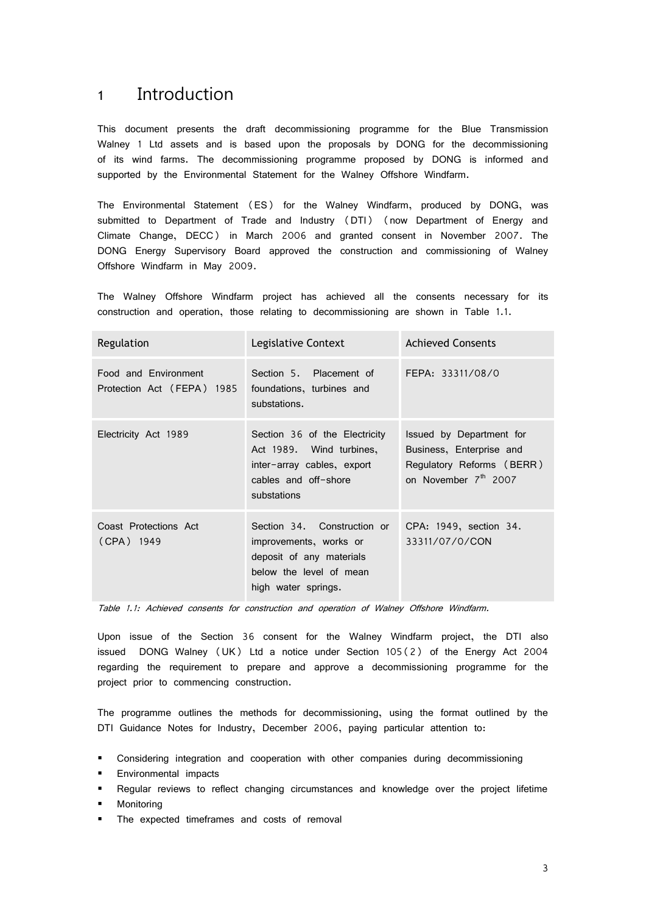# 1 Introduction

This document presents the draft decommissioning programme for the Blue Transmission Walney 1 Ltd assets and is based upon the proposals by DONG for the decommissioning of its wind farms. The decommissioning programme proposed by DONG is informed and supported by the Environmental Statement for the Walney Offshore Windfarm.

The Environmental Statement (ES) for the Walney Windfarm, produced by DONG, was submitted to Department of Trade and Industry (DTI) (now Department of Energy and Climate Change, DECC) in March 2006 and granted consent in November 2007. The DONG Energy Supervisory Board approved the construction and commissioning of Walney Offshore Windfarm in May 2009.

The Walney Offshore Windfarm project has achieved all the consents necessary for its construction and operation, those relating to decommissioning are shown in Table 1.1.

| Regulation | Legislative Context | Achieved Consents |
|---|---|---|
| Food and Environment Protection Act (FEPA) 1985 | Section 5. Placement of foundations, turbines and substations. | FEPA: 33311/08/0 |
| Electricity Act 1989 | Section 36 of the Electricity Act 1989. Wind turbines, inter-array cables, export cables and off-shore substations | Issued by Department for Business, Enterprise and Regulatory Reforms (BERR) on November 7th 2007 |
| Coast Protections Act (CPA) 1949 | Section 34. Construction or improvements, works or deposit of any materials below the level of mean high water springs. | CPA: 1949, section 34. 33311/07/0/CON |

*Table 1.1: Achieved consents for construction and operation of Walney Offshore Windfarm.*

Upon issue of the Section 36 consent for the Walney Windfarm project, the DTI also issued DONG Walney (UK) Ltd a notice under Section 105(2) of the Energy Act 2004 regarding the requirement to prepare and approve a decommissioning programme for the project prior to commencing construction.

The programme outlines the methods for decommissioning, using the format outlined by the DTI Guidance Notes for Industry, December 2006, paying particular attention to:

- Considering integration and cooperation with other companies during decommissioning
- Environmental impacts
- Regular reviews to reflect changing circumstances and knowledge over the project lifetime
- Monitoring
- The expected timeframes and costs of removal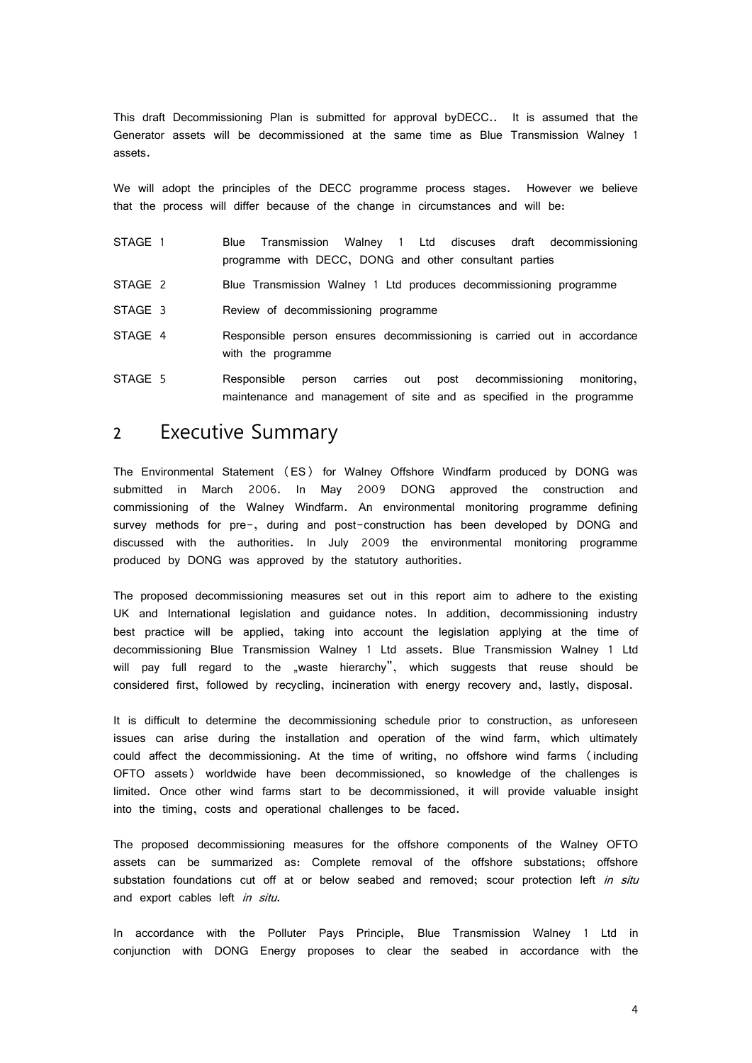This draft Decommissioning Plan is submitted for approval byDECC.. It is assumed that the Generator assets will be decommissioned at the same time as Blue Transmission Walney 1 assets.

We will adopt the principles of the DECC programme process stages. However we believe that the process will differ because of the change in circumstances and will be:

| | |
|---|---|
| STAGE 1 | Blue Transmission Walney 1 Ltd discuses draft decommissioning programme with DECC, DONG and other consultant parties |
| STAGE 2 | Blue Transmission Walney 1 Ltd produces decommissioning programme |
| STAGE 3 | Review of decommissioning programme |
| STAGE 4 | Responsible person ensures decommissioning is carried out in accordance with the programme |
| STAGE 5 | Responsible person carries out post decommissioning monitoring, maintenance and management of site and as specified in the programme |

## 2 Executive Summary

The Environmental Statement (ES) for Walney Offshore Windfarm produced by DONG was submitted in March 2006. In May 2009 DONG approved the construction and commissioning of the Walney Windfarm. An environmental monitoring programme defining survey methods for pre-, during and post-construction has been developed by DONG and discussed with the authorities. In July 2009 the environmental monitoring programme produced by DONG was approved by the statutory authorities.

The proposed decommissioning measures set out in this report aim to adhere to the existing UK and International legislation and guidance notes. In addition, decommissioning industry best practice will be applied, taking into account the legislation applying at the time of decommissioning Blue Transmission Walney 1 Ltd assets. Blue Transmission Walney 1 Ltd will pay full regard to the „waste hierarchy", which suggests that reuse should be considered first, followed by recycling, incineration with energy recovery and, lastly, disposal.

It is difficult to determine the decommissioning schedule prior to construction, as unforeseen issues can arise during the installation and operation of the wind farm, which ultimately could affect the decommissioning. At the time of writing, no offshore wind farms (including OFTO assets) worldwide have been decommissioned, so knowledge of the challenges is limited. Once other wind farms start to be decommissioned, it will provide valuable insight into the timing, costs and operational challenges to be faced.

The proposed decommissioning measures for the offshore components of the Walney OFTO assets can be summarized as: Complete removal of the offshore substations; offshore substation foundations cut off at or below seabed and removed; scour protection left *in situ* and export cables left *in situ*.

In accordance with the Polluter Pays Principle, Blue Transmission Walney 1 Ltd in conjunction with DONG Energy proposes to clear the seabed in accordance with the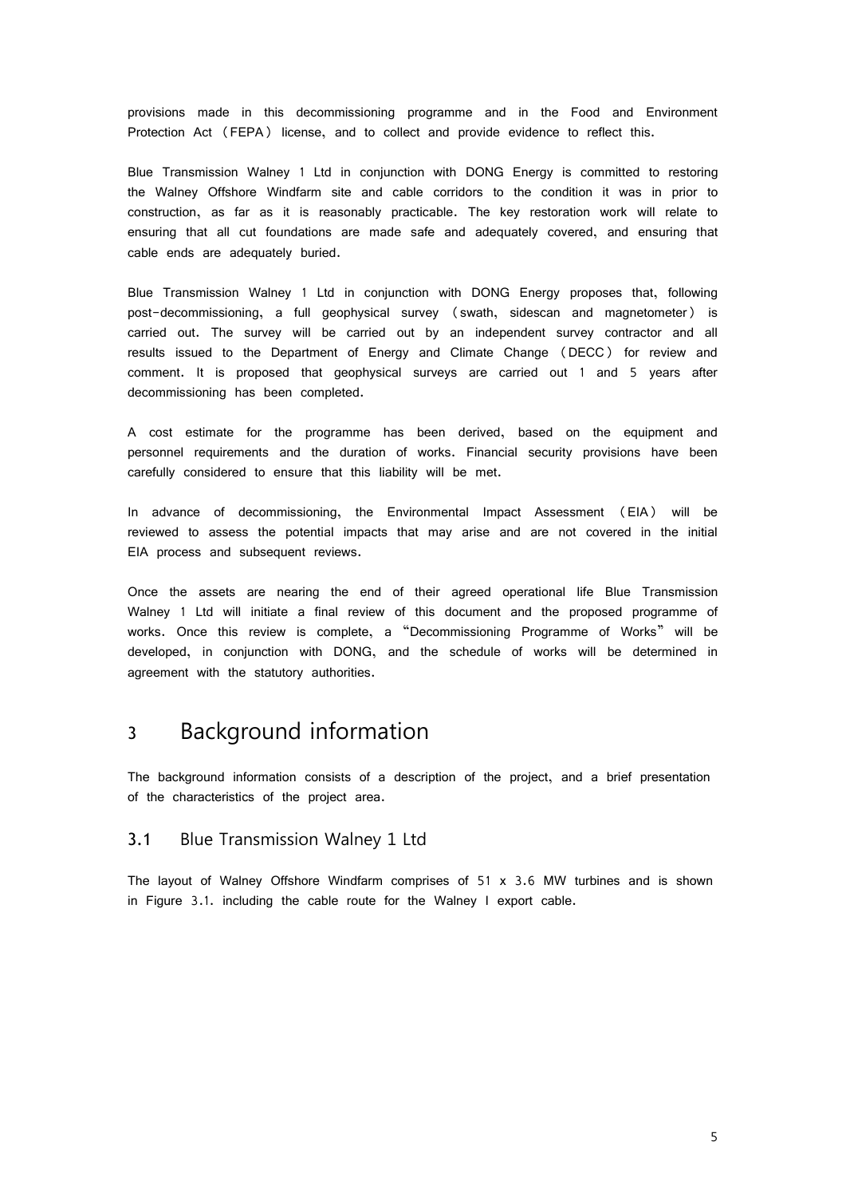provisions made in this decommissioning programme and in the Food and Environment Protection Act (FEPA) license, and to collect and provide evidence to reflect this.

Blue Transmission Walney 1 Ltd in conjunction with DONG Energy is committed to restoring the Walney Offshore Windfarm site and cable corridors to the condition it was in prior to construction, as far as it is reasonably practicable. The key restoration work will relate to ensuring that all cut foundations are made safe and adequately covered, and ensuring that cable ends are adequately buried.

Blue Transmission Walney 1 Ltd in conjunction with DONG Energy proposes that, following post-decommissioning, a full geophysical survey (swath, sidescan and magnetometer) is carried out. The survey will be carried out by an independent survey contractor and all results issued to the Department of Energy and Climate Change (DECC) for review and comment. It is proposed that geophysical surveys are carried out 1 and 5 years after decommissioning has been completed.

A cost estimate for the programme has been derived, based on the equipment and personnel requirements and the duration of works. Financial security provisions have been carefully considered to ensure that this liability will be met.

In advance of decommissioning, the Environmental Impact Assessment (EIA) will be reviewed to assess the potential impacts that may arise and are not covered in the initial EIA process and subsequent reviews.

Once the assets are nearing the end of their agreed operational life Blue Transmission Walney 1 Ltd will initiate a final review of this document and the proposed programme of works. Once this review is complete, a "Decommissioning Programme of Works" will be developed, in conjunction with DONG, and the schedule of works will be determined in agreement with the statutory authorities.

# 3 Background information

The background information consists of a description of the project, and a brief presentation of the characteristics of the project area.

## 3.1 Blue Transmission Walney 1 Ltd

The layout of Walney Offshore Windfarm comprises of 51 x 3.6 MW turbines and is shown in Figure 3.1. including the cable route for the Walney I export cable.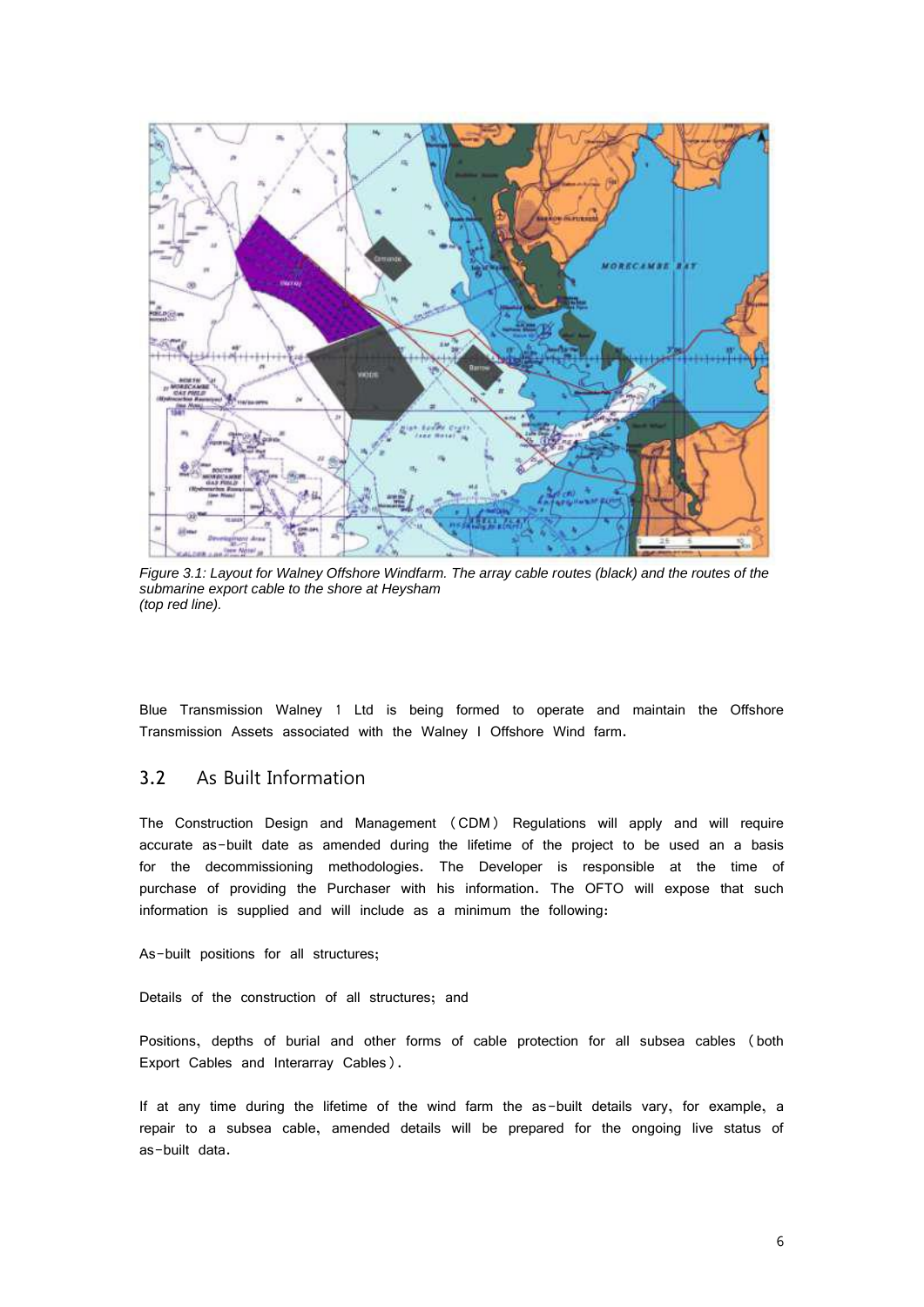*Figure 3.1: Layout for Walney Offshore Windfarm. The array cable routes (black) and the routes of the submarine export cable to the shore at Heysham (top red line).*

Blue Transmission Walney 1 Ltd is being formed to operate and maintain the Offshore Transmission Assets associated with the Walney I Offshore Wind farm.

## 3.2 As Built Information

The Construction Design and Management (CDM) Regulations will apply and will require accurate as-built date as amended during the lifetime of the project to be used an a basis for the decommissioning methodologies. The Developer is responsible at the time of purchase of providing the Purchaser with his information. The OFTO will expose that such information is supplied and will include as a minimum the following:

As-built positions for all structures;

Details of the construction of all structures; and

Positions, depths of burial and other forms of cable protection for all subsea cables (both Export Cables and Interarray Cables).

If at any time during the lifetime of the wind farm the as-built details vary, for example, a repair to a subsea cable, amended details will be prepared for the ongoing live status of as-built data.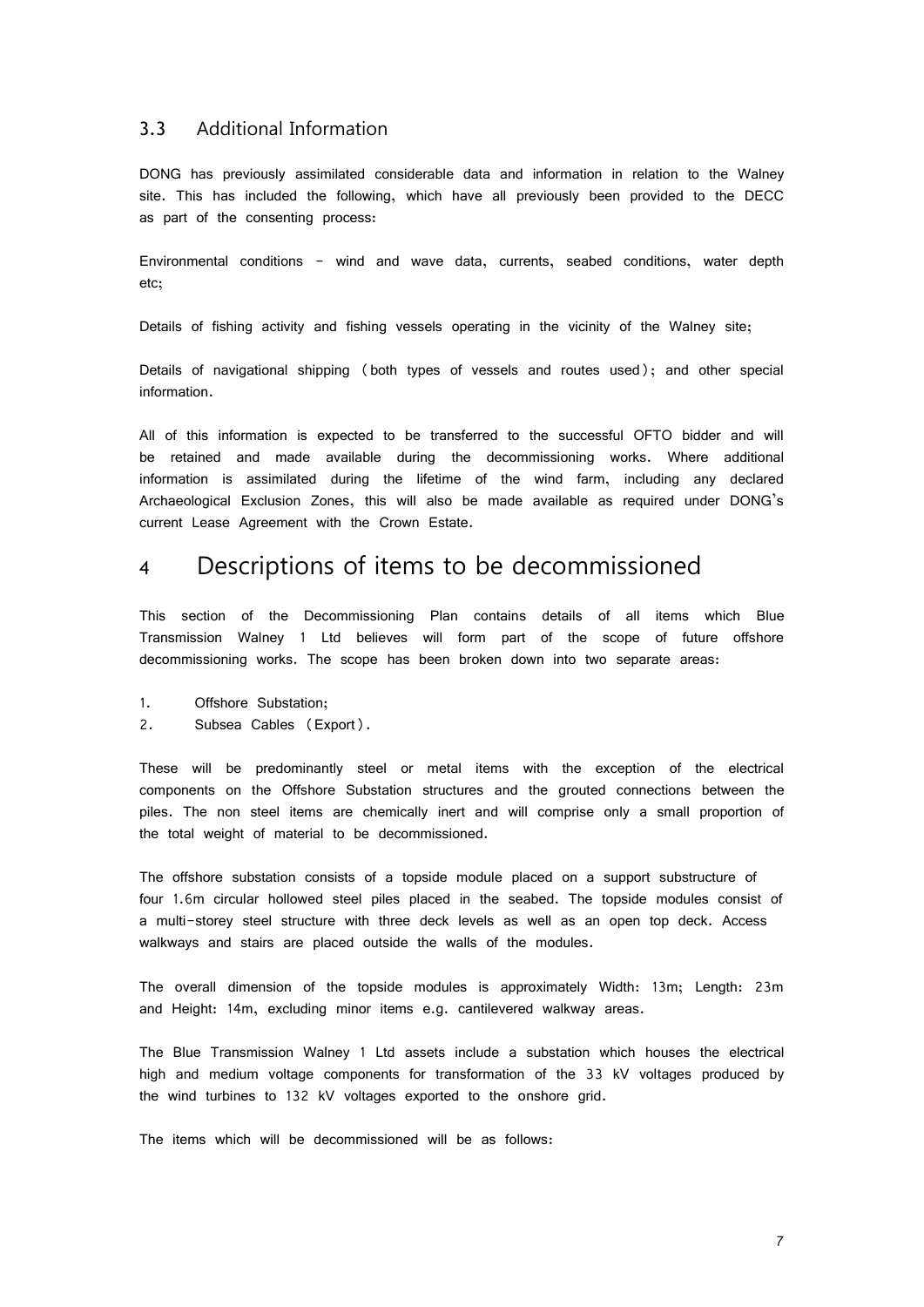### 3.3 Additional Information

DONG has previously assimilated considerable data and information in relation to the Walney site. This has included the following, which have all previously been provided to the DECC as part of the consenting process:

Environmental conditions – wind and wave data, currents, seabed conditions, water depth etc;

Details of fishing activity and fishing vessels operating in the vicinity of the Walney site;

Details of navigational shipping (both types of vessels and routes used); and other special information.

All of this information is expected to be transferred to the successful OFTO bidder and will be retained and made available during the decommissioning works. Where additional information is assimilated during the lifetime of the wind farm, including any declared Archaeological Exclusion Zones, this will also be made available as required under DONG's current Lease Agreement with the Crown Estate.

## 4 Descriptions of items to be decommissioned

This section of the Decommissioning Plan contains details of all items which Blue Transmission Walney 1 Ltd believes will form part of the scope of future offshore decommissioning works. The scope has been broken down into two separate areas:

1. Offshore Substation;
2. Subsea Cables (Export).

These will be predominantly steel or metal items with the exception of the electrical components on the Offshore Substation structures and the grouted connections between the piles. The non steel items are chemically inert and will comprise only a small proportion of the total weight of material to be decommissioned.

The offshore substation consists of a topside module placed on a support substructure of four 1.6m circular hollowed steel piles placed in the seabed. The topside modules consist of a multi-storey steel structure with three deck levels as well as an open top deck. Access walkways and stairs are placed outside the walls of the modules.

The overall dimension of the topside modules is approximately Width: 13m; Length: 23m and Height: 14m, excluding minor items e.g. cantilevered walkway areas.

The Blue Transmission Walney 1 Ltd assets include a substation which houses the electrical high and medium voltage components for transformation of the 33 kV voltages produced by the wind turbines to 132 kV voltages exported to the onshore grid.

The items which will be decommissioned will be as follows: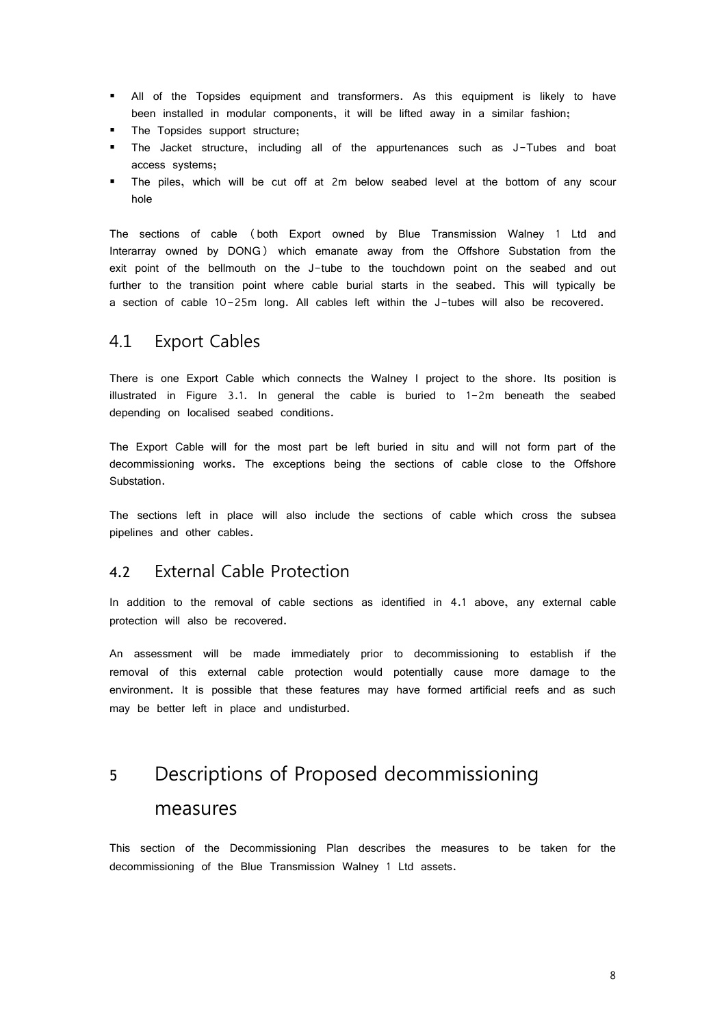- All of the Topsides equipment and transformers. As this equipment is likely to have been installed in modular components, it will be lifted away in a similar fashion;
- The Topsides support structure;
- The Jacket structure, including all of the appurtenances such as J-Tubes and boat access systems;
- The piles, which will be cut off at 2m below seabed level at the bottom of any scour hole

The sections of cable (both Export owned by Blue Transmission Walney 1 Ltd and Interarray owned by DONG) which emanate away from the Offshore Substation from the exit point of the bellmouth on the J-tube to the touchdown point on the seabed and out further to the transition point where cable burial starts in the seabed. This will typically be a section of cable 10-25m long. All cables left within the J-tubes will also be recovered.

## 4.1 Export Cables

There is one Export Cable which connects the Walney I project to the shore. Its position is illustrated in Figure 3.1. In general the cable is buried to 1-2m beneath the seabed depending on localised seabed conditions.

The Export Cable will for the most part be left buried in situ and will not form part of the decommissioning works. The exceptions being the sections of cable close to the Offshore Substation.

The sections left in place will also include the sections of cable which cross the subsea pipelines and other cables.

## 4.2 External Cable Protection

In addition to the removal of cable sections as identified in 4.1 above, any external cable protection will also be recovered.

An assessment will be made immediately prior to decommissioning to establish if the removal of this external cable protection would potentially cause more damage to the environment. It is possible that these features may have formed artificial reefs and as such may be better left in place and undisturbed.

# 5 Descriptions of Proposed decommissioning measures

This section of the Decommissioning Plan describes the measures to be taken for the decommissioning of the Blue Transmission Walney 1 Ltd assets.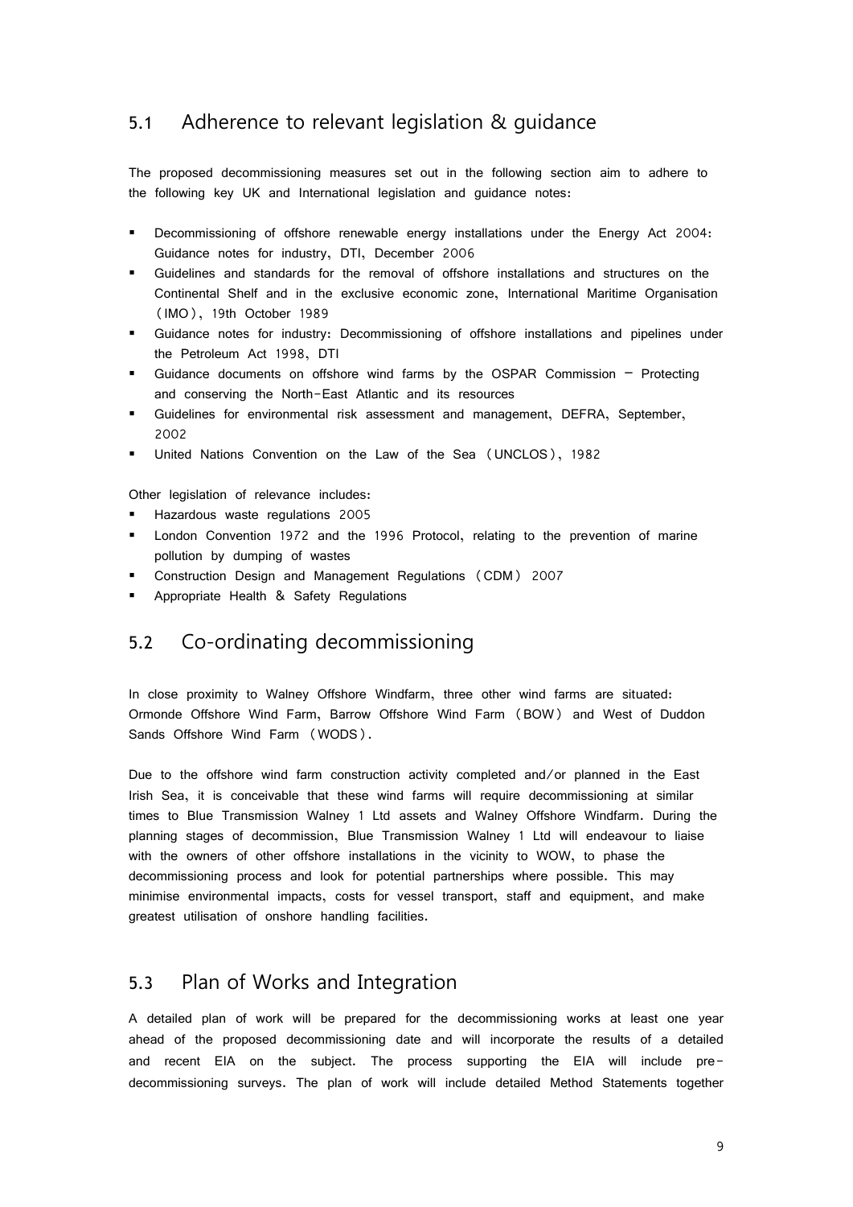## 5.1 Adherence to relevant legislation & guidance

The proposed decommissioning measures set out in the following section aim to adhere to the following key UK and International legislation and guidance notes:

- Decommissioning of offshore renewable energy installations under the Energy Act 2004: Guidance notes for industry, DTI, December 2006
- Guidelines and standards for the removal of offshore installations and structures on the Continental Shelf and in the exclusive economic zone, International Maritime Organisation (IMO), 19th October 1989
- Guidance notes for industry: Decommissioning of offshore installations and pipelines under the Petroleum Act 1998, DTI
- Guidance documents on offshore wind farms by the OSPAR Commission – Protecting and conserving the North-East Atlantic and its resources
- Guidelines for environmental risk assessment and management, DEFRA, September, 2002
- United Nations Convention on the Law of the Sea (UNCLOS), 1982

Other legislation of relevance includes:

- Hazardous waste regulations 2005
- London Convention 1972 and the 1996 Protocol, relating to the prevention of marine pollution by dumping of wastes
- Construction Design and Management Regulations (CDM) 2007
- Appropriate Health & Safety Regulations

## 5.2 Co-ordinating decommissioning

In close proximity to Walney Offshore Windfarm, three other wind farms are situated: Ormonde Offshore Wind Farm, Barrow Offshore Wind Farm (BOW) and West of Duddon Sands Offshore Wind Farm (WODS).

Due to the offshore wind farm construction activity completed and/or planned in the East Irish Sea, it is conceivable that these wind farms will require decommissioning at similar times to Blue Transmission Walney 1 Ltd assets and Walney Offshore Windfarm. During the planning stages of decommission, Blue Transmission Walney 1 Ltd will endeavour to liaise with the owners of other offshore installations in the vicinity to WOW, to phase the decommissioning process and look for potential partnerships where possible. This may minimise environmental impacts, costs for vessel transport, staff and equipment, and make greatest utilisation of onshore handling facilities.

## 5.3 Plan of Works and Integration

A detailed plan of work will be prepared for the decommissioning works at least one year ahead of the proposed decommissioning date and will incorporate the results of a detailed and recent EIA on the subject. The process supporting the EIA will include pre-decommissioning surveys. The plan of work will include detailed Method Statements together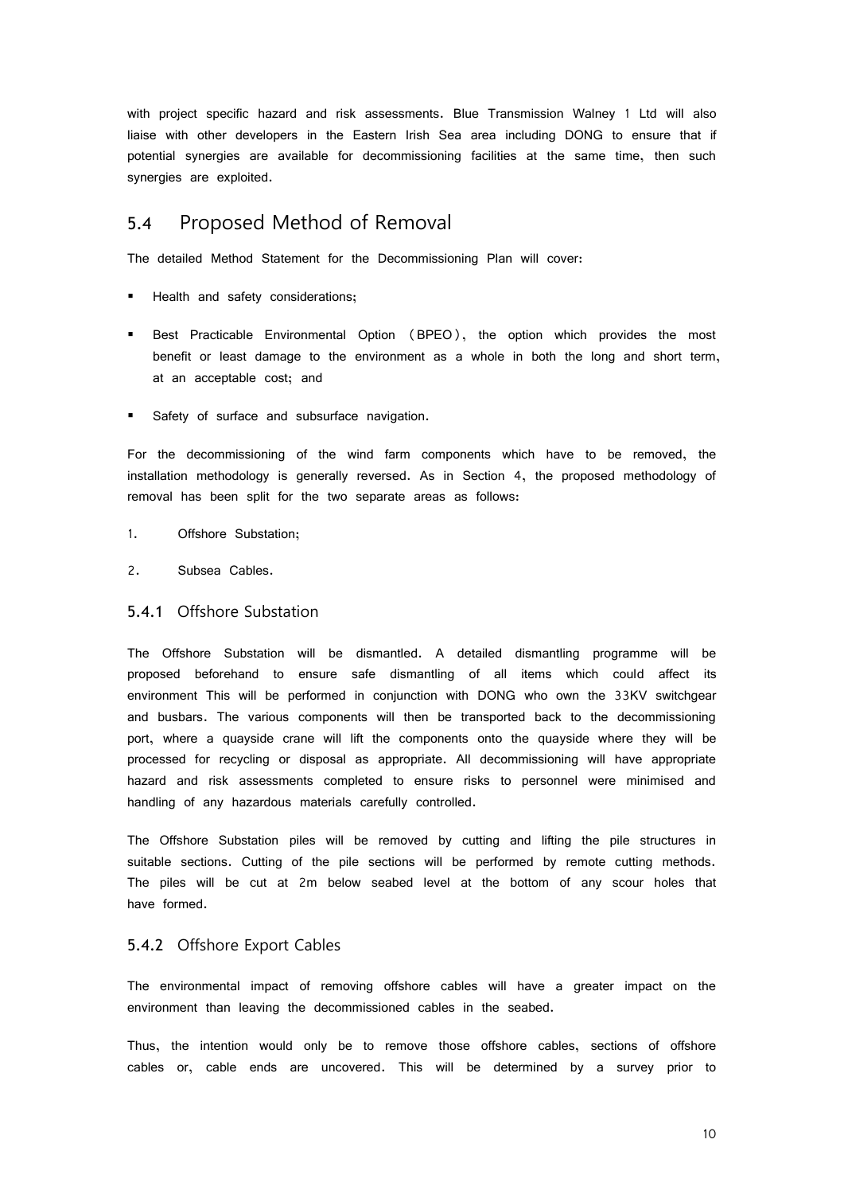with project specific hazard and risk assessments. Blue Transmission Walney 1 Ltd will also liaise with other developers in the Eastern Irish Sea area including DONG to ensure that if potential synergies are available for decommissioning facilities at the same time, then such synergies are exploited.

## 5.4 Proposed Method of Removal

The detailed Method Statement for the Decommissioning Plan will cover:

- Health and safety considerations;
- Best Practicable Environmental Option (BPEO), the option which provides the most benefit or least damage to the environment as a whole in both the long and short term, at an acceptable cost; and
- Safety of surface and subsurface navigation.

For the decommissioning of the wind farm components which have to be removed, the installation methodology is generally reversed. As in Section 4, the proposed methodology of removal has been split for the two separate areas as follows:

1. Offshore Substation;
2. Subsea Cables.

### 5.4.1 Offshore Substation

The Offshore Substation will be dismantled. A detailed dismantling programme will be proposed beforehand to ensure safe dismantling of all items which could affect its environment This will be performed in conjunction with DONG who own the 33KV switchgear and busbars. The various components will then be transported back to the decommissioning port, where a quayside crane will lift the components onto the quayside where they will be processed for recycling or disposal as appropriate. All decommissioning will have appropriate hazard and risk assessments completed to ensure risks to personnel were minimised and handling of any hazardous materials carefully controlled.

The Offshore Substation piles will be removed by cutting and lifting the pile structures in suitable sections. Cutting of the pile sections will be performed by remote cutting methods. The piles will be cut at 2m below seabed level at the bottom of any scour holes that have formed.

### 5.4.2 Offshore Export Cables

The environmental impact of removing offshore cables will have a greater impact on the environment than leaving the decommissioned cables in the seabed.

Thus, the intention would only be to remove those offshore cables, sections of offshore cables or, cable ends are uncovered. This will be determined by a survey prior to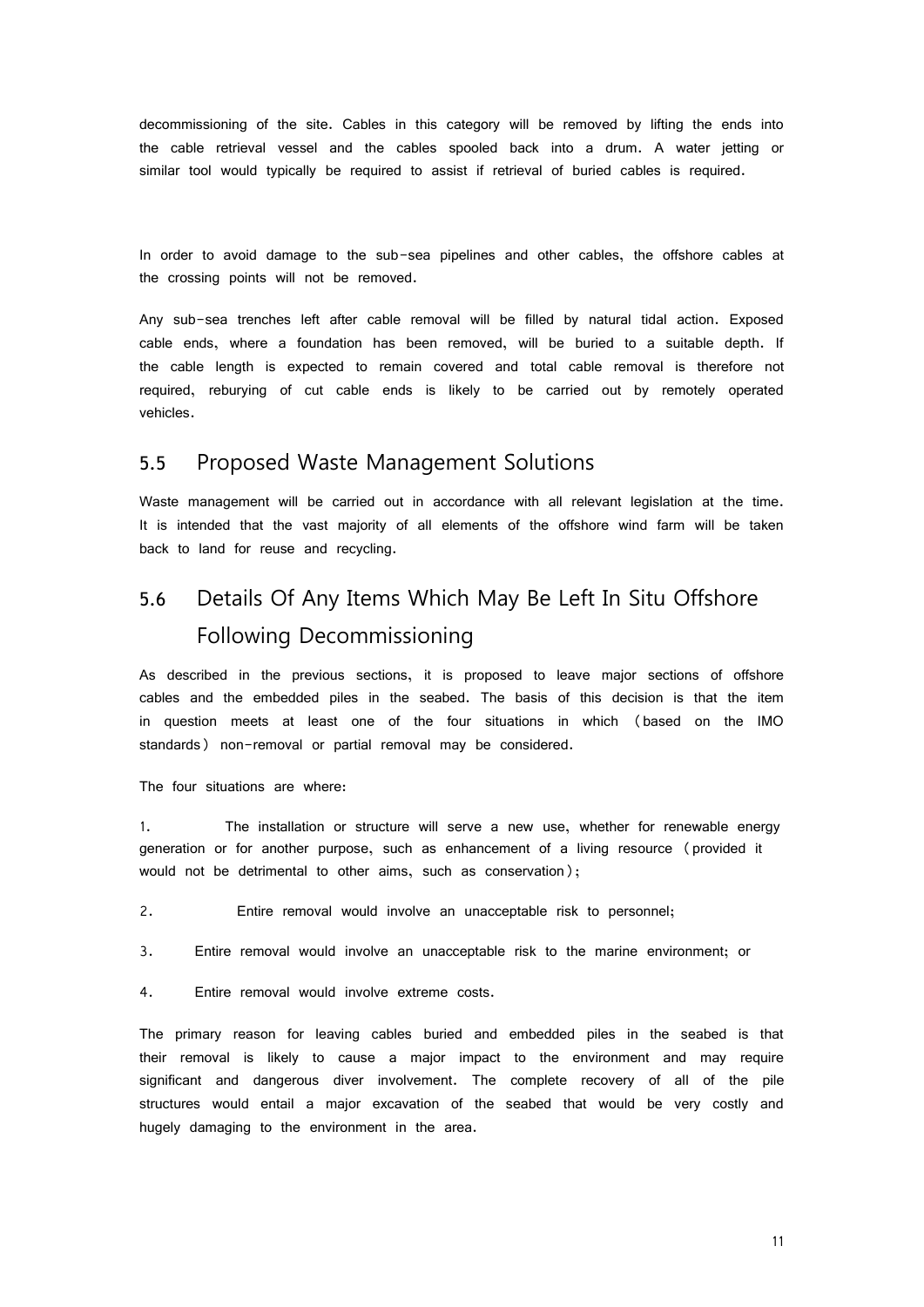decommissioning of the site. Cables in this category will be removed by lifting the ends into the cable retrieval vessel and the cables spooled back into a drum. A water jetting or similar tool would typically be required to assist if retrieval of buried cables is required.

In order to avoid damage to the sub-sea pipelines and other cables, the offshore cables at the crossing points will not be removed.

Any sub-sea trenches left after cable removal will be filled by natural tidal action. Exposed cable ends, where a foundation has been removed, will be buried to a suitable depth. If the cable length is expected to remain covered and total cable removal is therefore not required, reburying of cut cable ends is likely to be carried out by remotely operated vehicles.

## 5.5 Proposed Waste Management Solutions

Waste management will be carried out in accordance with all relevant legislation at the time. It is intended that the vast majority of all elements of the offshore wind farm will be taken back to land for reuse and recycling.

## 5.6 Details Of Any Items Which May Be Left In Situ Offshore Following Decommissioning

As described in the previous sections, it is proposed to leave major sections of offshore cables and the embedded piles in the seabed. The basis of this decision is that the item in question meets at least one of the four situations in which (based on the IMO standards) non-removal or partial removal may be considered.

The four situations are where:

1. The installation or structure will serve a new use, whether for renewable energy generation or for another purpose, such as enhancement of a living resource (provided it would not be detrimental to other aims, such as conservation);
2. Entire removal would involve an unacceptable risk to personnel;
3. Entire removal would involve an unacceptable risk to the marine environment; or
4. Entire removal would involve extreme costs.

The primary reason for leaving cables buried and embedded piles in the seabed is that their removal is likely to cause a major impact to the environment and may require significant and dangerous diver involvement. The complete recovery of all of the pile structures would entail a major excavation of the seabed that would be very costly and hugely damaging to the environment in the area.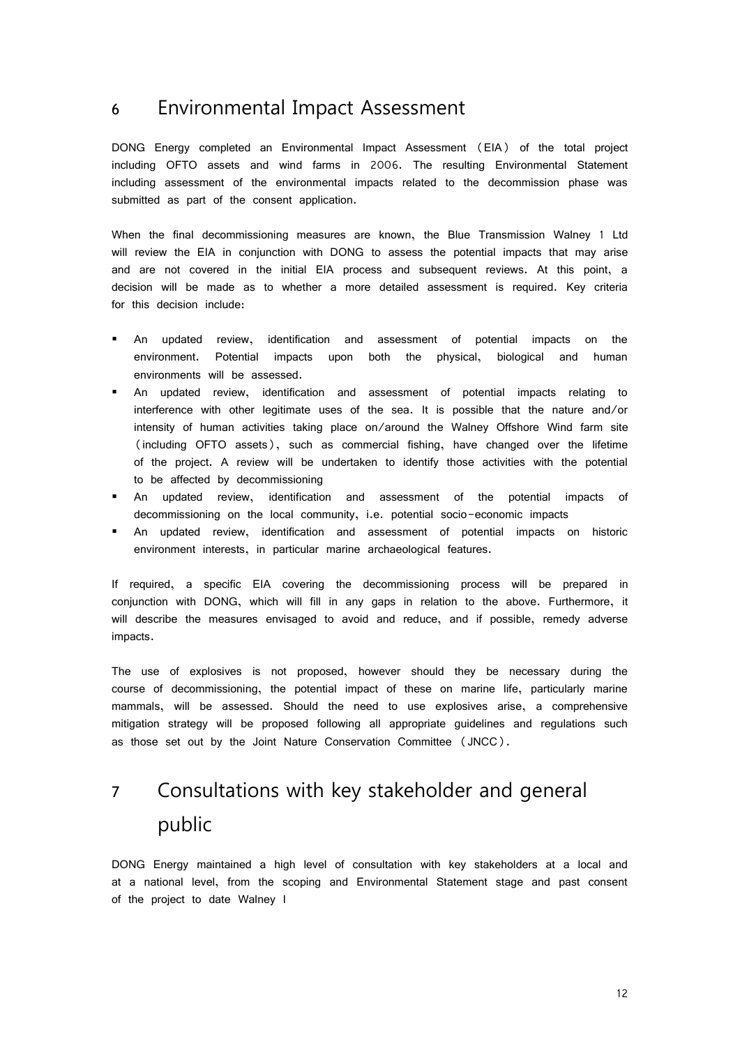# 6 Environmental Impact Assessment

DONG Energy completed an Environmental Impact Assessment (EIA) of the total project including OFTO assets and wind farms in 2006. The resulting Environmental Statement including assessment of the environmental impacts related to the decommission phase was submitted as part of the consent application.

When the final decommissioning measures are known, the Blue Transmission Walney 1 Ltd will review the EIA in conjunction with DONG to assess the potential impacts that may arise and are not covered in the initial EIA process and subsequent reviews. At this point, a decision will be made as to whether a more detailed assessment is required. Key criteria for this decision include:

- An updated review, identification and assessment of potential impacts on the environment. Potential impacts upon both the physical, biological and human environments will be assessed.
- An updated review, identification and assessment of potential impacts relating to interference with other legitimate uses of the sea. It is possible that the nature and/or intensity of human activities taking place on/around the Walney Offshore Wind farm site (including OFTO assets), such as commercial fishing, have changed over the lifetime of the project. A review will be undertaken to identify those activities with the potential to be affected by decommissioning
- An updated review, identification and assessment of the potential impacts of decommissioning on the local community, i.e. potential socio-economic impacts
- An updated review, identification and assessment of potential impacts on historic environment interests, in particular marine archaeological features.

If required, a specific EIA covering the decommissioning process will be prepared in conjunction with DONG, which will fill in any gaps in relation to the above. Furthermore, it will describe the measures envisaged to avoid and reduce, and if possible, remedy adverse impacts.

The use of explosives is not proposed, however should they be necessary during the course of decommissioning, the potential impact of these on marine life, particularly marine mammals, will be assessed. Should the need to use explosives arise, a comprehensive mitigation strategy will be proposed following all appropriate guidelines and regulations such as those set out by the Joint Nature Conservation Committee (JNCC).

# 7 Consultations with key stakeholder and general public

DONG Energy maintained a high level of consultation with key stakeholders at a local and at a national level, from the scoping and Environmental Statement stage and past consent of the project to date Walney I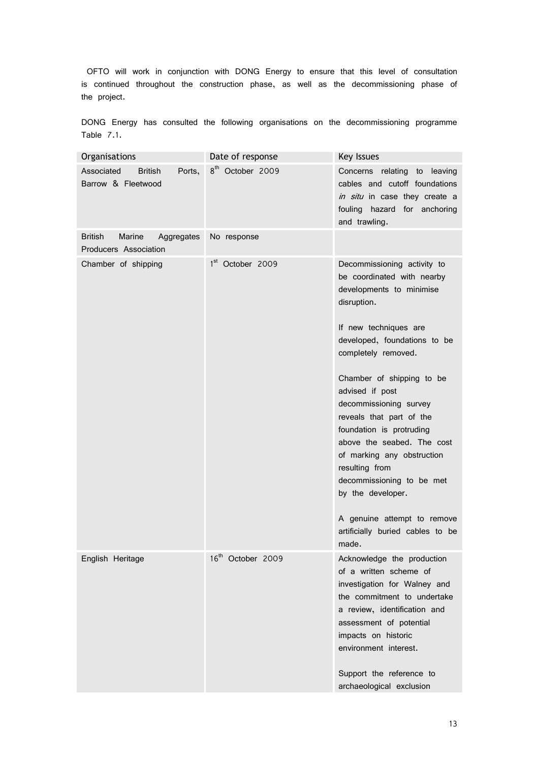OFTO will work in conjunction with DONG Energy to ensure that this level of consultation is continued throughout the construction phase, as well as the decommissioning phase of the project.

DONG Energy has consulted the following organisations on the decommissioning programme Table 7.1.

| Organisations | Date of response | Key Issues |
|---|---|---|
| Associated British Ports, Barrow & Fleetwood | 8th October 2009 | Concerns relating to leaving cables and cutoff foundations *in situ* in case they create a fouling hazard for anchoring and trawling. |
| British Marine Aggregates Producers Association | No response | |
| Chamber of shipping | 1st October 2009 | Decommissioning activity to be coordinated with nearby developments to minimise disruption.<br><br>If new techniques are developed, foundations to be completely removed.<br><br>Chamber of shipping to be advised if post decommissioning survey reveals that part of the foundation is protruding above the seabed. The cost of marking any obstruction resulting from decommissioning to be met by the developer.<br><br>A genuine attempt to remove artificially buried cables to be made. |
| English Heritage | 16th October 2009 | Acknowledge the production of a written scheme of investigation for Walney and the commitment to undertake a review, identification and assessment of potential impacts on historic environment interest.<br><br>Support the reference to archaeological exclusion |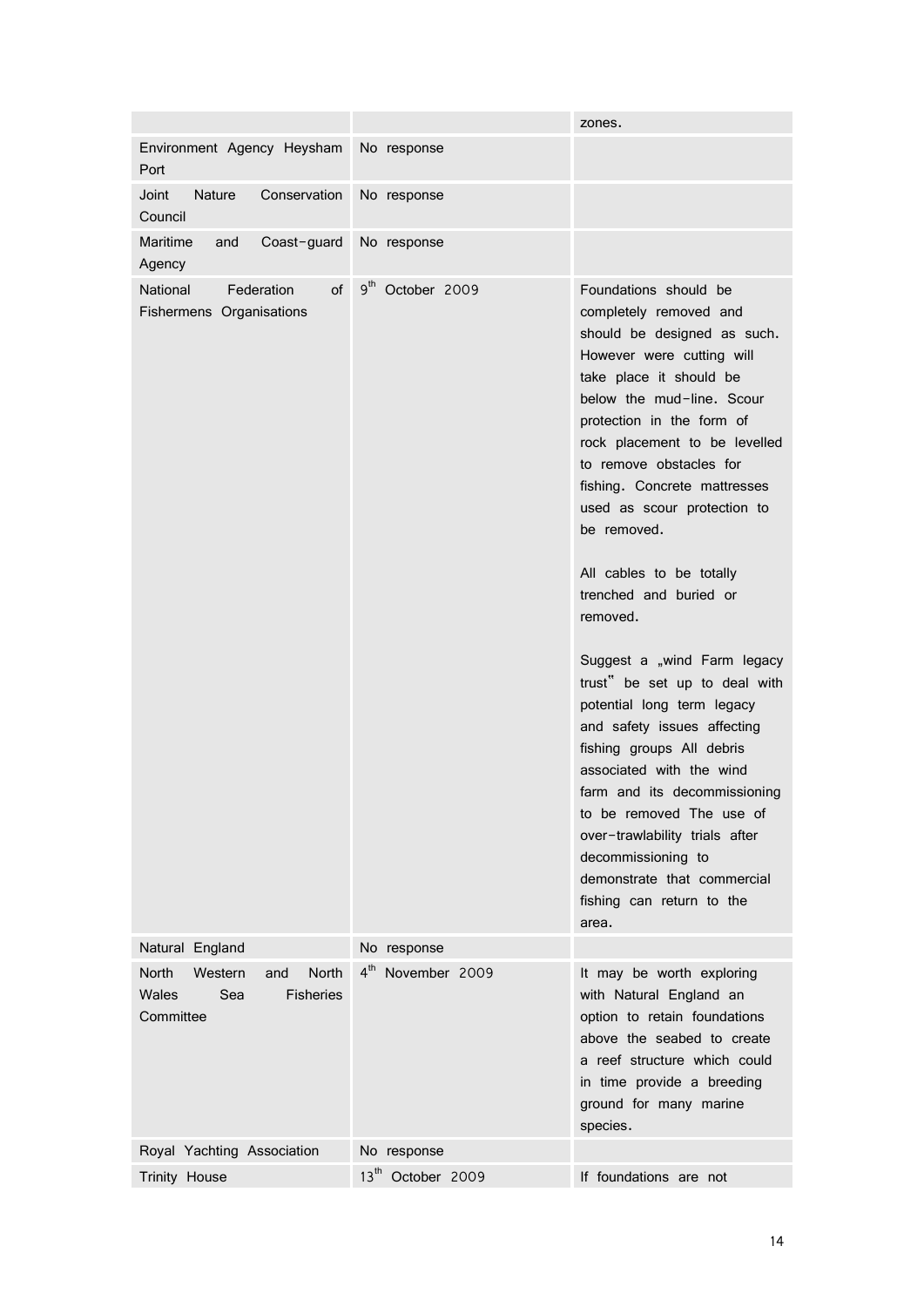| | | zones. |
|---|---|---|
| Environment Agency Heysham Port | No response | |
| Joint Nature Conservation Council | No response | |
| Maritime and Coast-guard Agency | No response | |
| National Federation of Fishermens Organisations | 9th October 2009 | Foundations should be completely removed and should be designed as such. However were cutting will take place it should be below the mud-line. Scour protection in the form of rock placement to be levelled to remove obstacles for fishing. Concrete mattresses used as scour protection to be removed.<br><br>All cables to be totally trenched and buried or removed.<br><br>Suggest a „wind Farm legacy trust" be set up to deal with potential long term legacy and safety issues affecting fishing groups All debris associated with the wind farm and its decommissioning to be removed The use of over-trawlability trials after decommissioning to demonstrate that commercial fishing can return to the area. |
| Natural England | No response | |
| North Western and North Wales Sea Fisheries Committee | 4th November 2009 | It may be worth exploring with Natural England an option to retain foundations above the seabed to create a reef structure which could in time provide a breeding ground for many marine species. |
| Royal Yachting Association | No response | |
| Trinity House | 13th October 2009 | If foundations are not |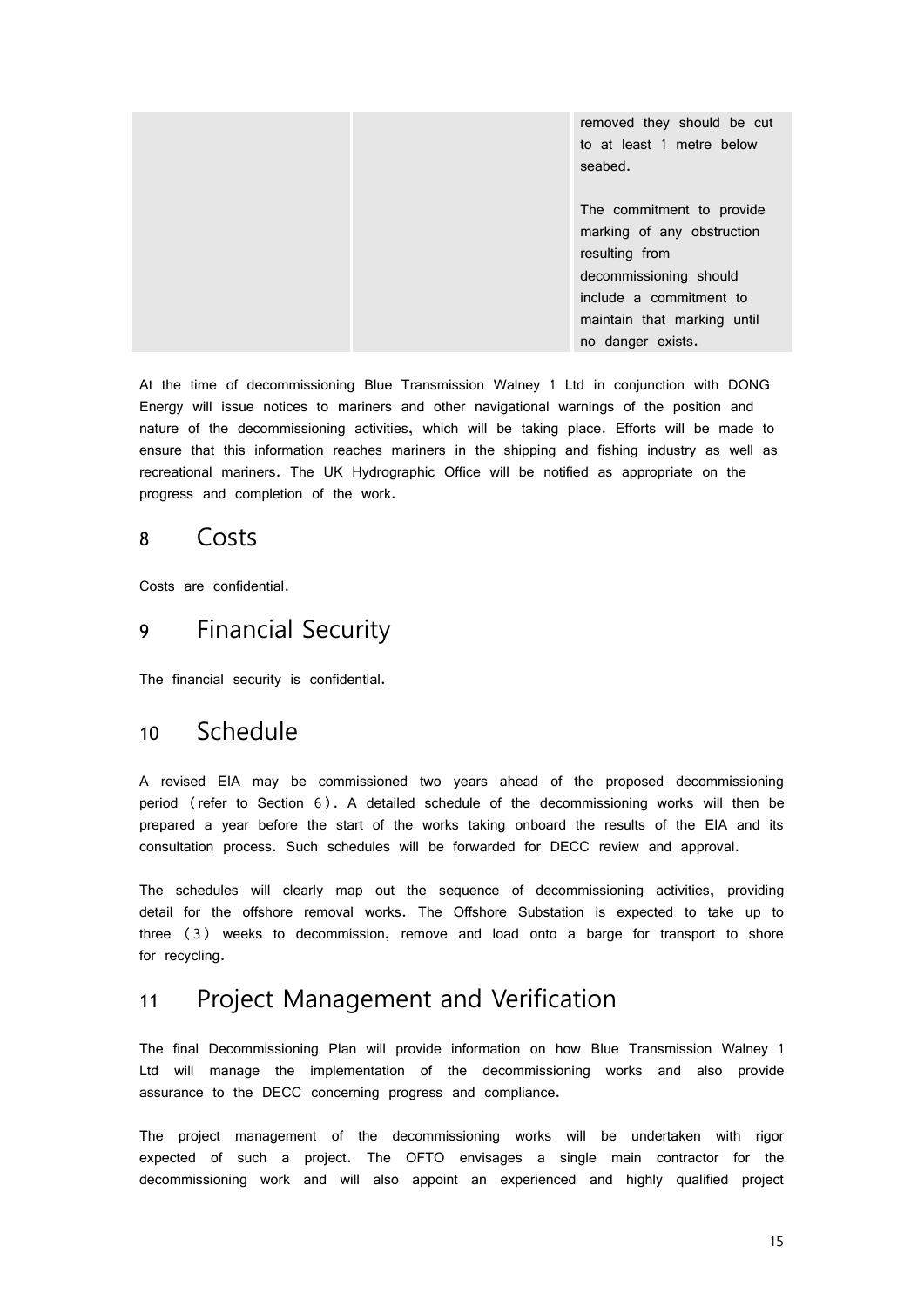| | | removed they should be cut to at least 1 metre below seabed.<br><br>The commitment to provide marking of any obstruction resulting from decommissioning should include a commitment to maintain that marking until no danger exists. |
|---|---|---|

At the time of decommissioning Blue Transmission Walney 1 Ltd in conjunction with DONG Energy will issue notices to mariners and other navigational warnings of the position and nature of the decommissioning activities, which will be taking place. Efforts will be made to ensure that this information reaches mariners in the shipping and fishing industry as well as recreational mariners. The UK Hydrographic Office will be notified as appropriate on the progress and completion of the work.

# 8 Costs

Costs are confidential.

# 9 Financial Security

The financial security is confidential.

# 10 Schedule

A revised EIA may be commissioned two years ahead of the proposed decommissioning period (refer to Section 6). A detailed schedule of the decommissioning works will then be prepared a year before the start of the works taking onboard the results of the EIA and its consultation process. Such schedules will be forwarded for DECC review and approval.

The schedules will clearly map out the sequence of decommissioning activities, providing detail for the offshore removal works. The Offshore Substation is expected to take up to three (3) weeks to decommission, remove and load onto a barge for transport to shore for recycling.

# 11 Project Management and Verification

The final Decommissioning Plan will provide information on how Blue Transmission Walney 1 Ltd will manage the implementation of the decommissioning works and also provide assurance to the DECC concerning progress and compliance.

The project management of the decommissioning works will be undertaken with rigor expected of such a project. The OFTO envisages a single main contractor for the decommissioning work and will also appoint an experienced and highly qualified project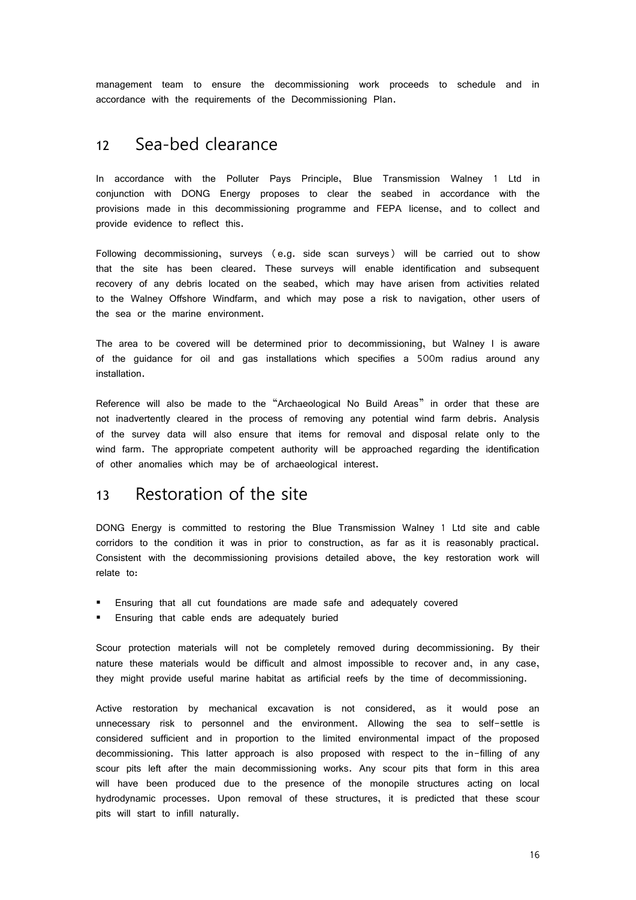management team to ensure the decommissioning work proceeds to schedule and in accordance with the requirements of the Decommissioning Plan.

## 12 Sea-bed clearance

In accordance with the Polluter Pays Principle, Blue Transmission Walney 1 Ltd in conjunction with DONG Energy proposes to clear the seabed in accordance with the provisions made in this decommissioning programme and FEPA license, and to collect and provide evidence to reflect this.

Following decommissioning, surveys (e.g. side scan surveys) will be carried out to show that the site has been cleared. These surveys will enable identification and subsequent recovery of any debris located on the seabed, which may have arisen from activities related to the Walney Offshore Windfarm, and which may pose a risk to navigation, other users of the sea or the marine environment.

The area to be covered will be determined prior to decommissioning, but Walney I is aware of the guidance for oil and gas installations which specifies a 500m radius around any installation.

Reference will also be made to the "Archaeological No Build Areas" in order that these are not inadvertently cleared in the process of removing any potential wind farm debris. Analysis of the survey data will also ensure that items for removal and disposal relate only to the wind farm. The appropriate competent authority will be approached regarding the identification of other anomalies which may be of archaeological interest.

## 13 Restoration of the site

DONG Energy is committed to restoring the Blue Transmission Walney 1 Ltd site and cable corridors to the condition it was in prior to construction, as far as it is reasonably practical. Consistent with the decommissioning provisions detailed above, the key restoration work will relate to:

- Ensuring that all cut foundations are made safe and adequately covered
- Ensuring that cable ends are adequately buried

Scour protection materials will not be completely removed during decommissioning. By their nature these materials would be difficult and almost impossible to recover and, in any case, they might provide useful marine habitat as artificial reefs by the time of decommissioning.

Active restoration by mechanical excavation is not considered, as it would pose an unnecessary risk to personnel and the environment. Allowing the sea to self-settle is considered sufficient and in proportion to the limited environmental impact of the proposed decommissioning. This latter approach is also proposed with respect to the in-filling of any scour pits left after the main decommissioning works. Any scour pits that form in this area will have been produced due to the presence of the monopile structures acting on local hydrodynamic processes. Upon removal of these structures, it is predicted that these scour pits will start to infill naturally.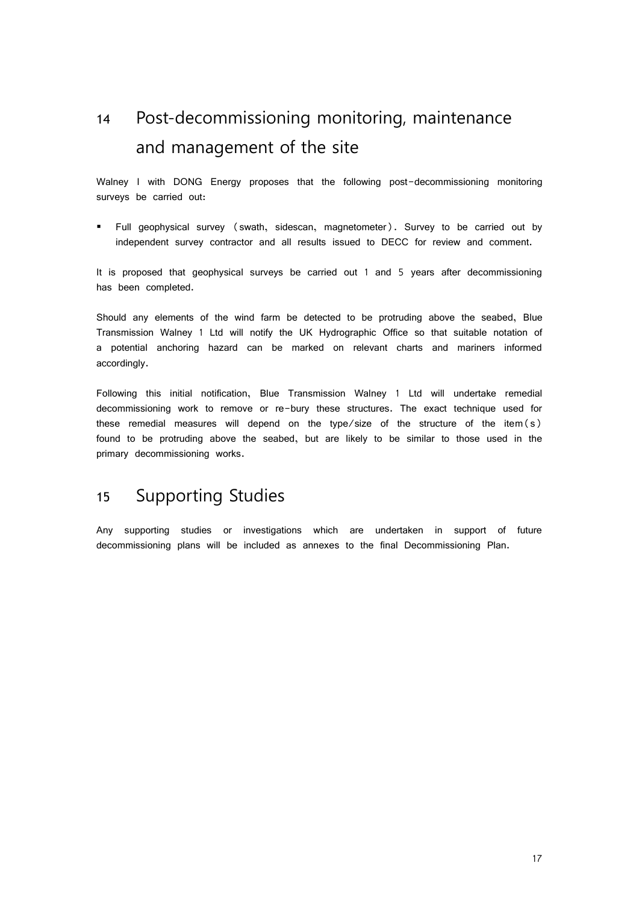# 14 Post-decommissioning monitoring, maintenance and management of the site

Walney I with DONG Energy proposes that the following post-decommissioning monitoring surveys be carried out:

- Full geophysical survey (swath, sidescan, magnetometer). Survey to be carried out by independent survey contractor and all results issued to DECC for review and comment.

It is proposed that geophysical surveys be carried out 1 and 5 years after decommissioning has been completed.

Should any elements of the wind farm be detected to be protruding above the seabed, Blue Transmission Walney 1 Ltd will notify the UK Hydrographic Office so that suitable notation of a potential anchoring hazard can be marked on relevant charts and mariners informed accordingly.

Following this initial notification, Blue Transmission Walney 1 Ltd will undertake remedial decommissioning work to remove or re-bury these structures. The exact technique used for these remedial measures will depend on the type/size of the structure of the item(s) found to be protruding above the seabed, but are likely to be similar to those used in the primary decommissioning works.

# 15 Supporting Studies

Any supporting studies or investigations which are undertaken in support of future decommissioning plans will be included as annexes to the final Decommissioning Plan.